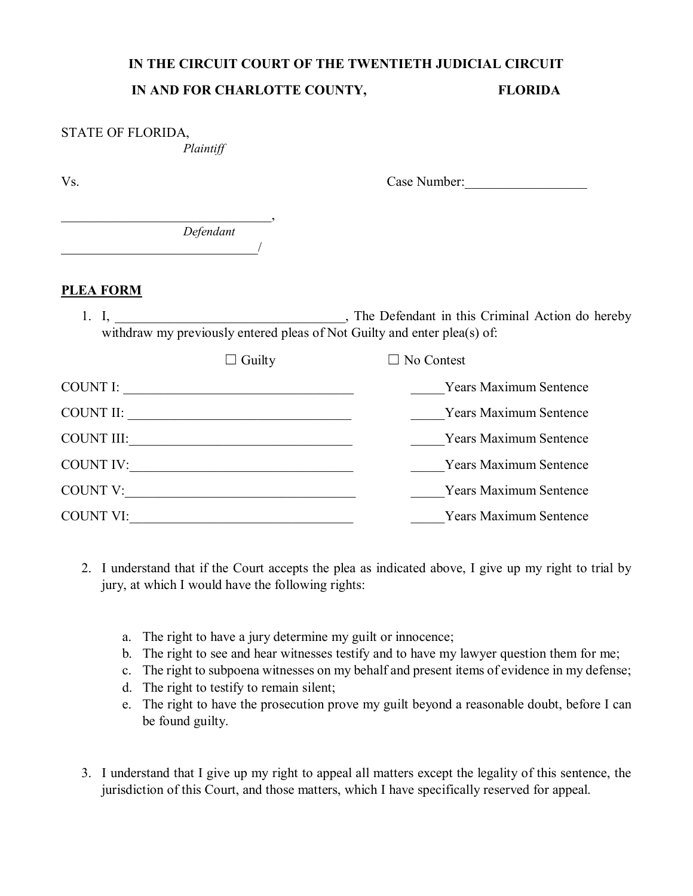**IN THE CIRCUIT COURT OF THE TWENTIETH JUDICIAL CIRCUIT**

**IN AND FOR CHARLOTTE COUNTY, FLORIDA**

STATE OF FLORIDA,
*Plaintiff*

Vs. Case Number:__________________

________________________________,
*Defendant*
______________________________/

**PLEA FORM**

1. I, __________________________________, The Defendant in this Criminal Action do hereby withdraw my previously entered pleas of Not Guilty and enter plea(s) of:

☐ Guilty ☐ No Contest

COUNT I: __________________________________ _____Years Maximum Sentence

COUNT II: _________________________________ _____Years Maximum Sentence

COUNT III:_________________________________ _____Years Maximum Sentence

COUNT IV:_________________________________ _____Years Maximum Sentence

COUNT V:__________________________________ _____Years Maximum Sentence

COUNT VI:_________________________________ _____Years Maximum Sentence

2. I understand that if the Court accepts the plea as indicated above, I give up my right to trial by jury, at which I would have the following rights:

   a. The right to have a jury determine my guilt or innocence;
   b. The right to see and hear witnesses testify and to have my lawyer question them for me;
   c. The right to subpoena witnesses on my behalf and present items of evidence in my defense;
   d. The right to testify to remain silent;
   e. The right to have the prosecution prove my guilt beyond a reasonable doubt, before I can be found guilty.

3. I understand that I give up my right to appeal all matters except the legality of this sentence, the jurisdiction of this Court, and those matters, which I have specifically reserved for appeal.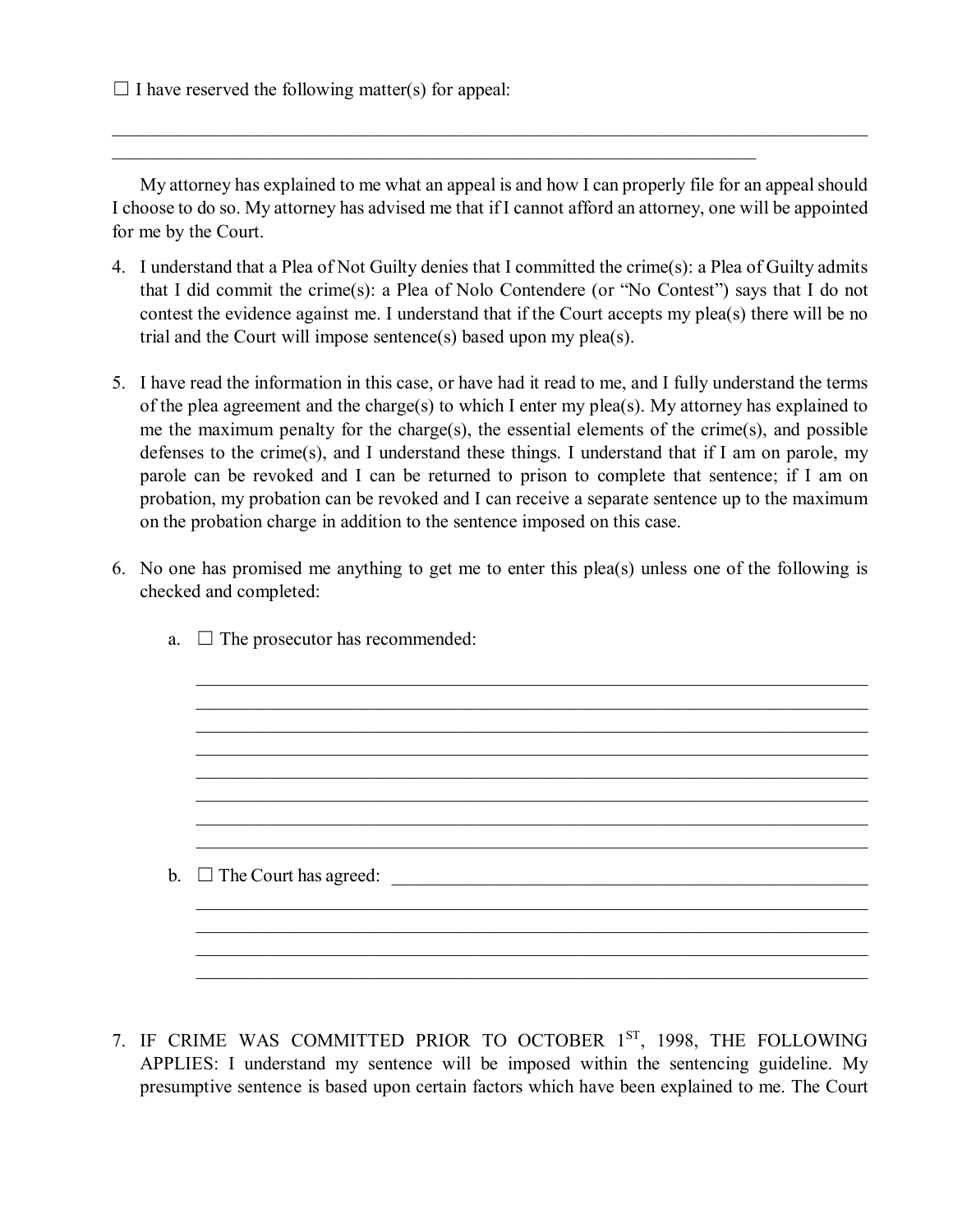☐ I have reserved the following matter(s) for appeal:

\_\_\_\_\_\_\_\_\_\_\_\_\_\_\_\_\_\_\_\_\_\_\_\_\_\_\_\_\_\_\_\_\_\_\_\_\_\_\_\_\_\_\_\_\_\_\_\_\_\_\_\_\_\_\_\_\_\_\_\_\_\_\_\_\_\_\_\_\_\_\_\_\_\_\_\_\_\_

\_\_\_\_\_\_\_\_\_\_\_\_\_\_\_\_\_\_\_\_\_\_\_\_\_\_\_\_\_\_\_\_\_\_\_\_\_\_\_\_\_\_\_\_\_\_\_\_\_\_\_\_\_\_\_\_\_\_\_\_\_\_\_\_\_\_

My attorney has explained to me what an appeal is and how I can properly file for an appeal should I choose to do so. My attorney has advised me that if I cannot afford an attorney, one will be appointed for me by the Court.

4. I understand that a Plea of Not Guilty denies that I committed the crime(s): a Plea of Guilty admits that I did commit the crime(s): a Plea of Nolo Contendere (or "No Contest") says that I do not contest the evidence against me. I understand that if the Court accepts my plea(s) there will be no trial and the Court will impose sentence(s) based upon my plea(s).

5. I have read the information in this case, or have had it read to me, and I fully understand the terms of the plea agreement and the charge(s) to which I enter my plea(s). My attorney has explained to me the maximum penalty for the charge(s), the essential elements of the crime(s), and possible defenses to the crime(s), and I understand these things. I understand that if I am on parole, my parole can be revoked and I can be returned to prison to complete that sentence; if I am on probation, my probation can be revoked and I can receive a separate sentence up to the maximum on the probation charge in addition to the sentence imposed on this case.

6. No one has promised me anything to get me to enter this plea(s) unless one of the following is checked and completed:

   a. ☐ The prosecutor has recommended:

   \_\_\_\_\_\_\_\_\_\_\_\_\_\_\_\_\_\_\_\_\_\_\_\_\_\_\_\_\_\_\_\_\_\_\_\_\_\_\_\_\_\_\_\_\_\_\_\_\_\_\_\_\_\_\_\_\_\_\_\_\_\_\_\_\_\_

   \_\_\_\_\_\_\_\_\_\_\_\_\_\_\_\_\_\_\_\_\_\_\_\_\_\_\_\_\_\_\_\_\_\_\_\_\_\_\_\_\_\_\_\_\_\_\_\_\_\_\_\_\_\_\_\_\_\_\_\_\_\_\_\_\_\_

   \_\_\_\_\_\_\_\_\_\_\_\_\_\_\_\_\_\_\_\_\_\_\_\_\_\_\_\_\_\_\_\_\_\_\_\_\_\_\_\_\_\_\_\_\_\_\_\_\_\_\_\_\_\_\_\_\_\_\_\_\_\_\_\_\_\_

   \_\_\_\_\_\_\_\_\_\_\_\_\_\_\_\_\_\_\_\_\_\_\_\_\_\_\_\_\_\_\_\_\_\_\_\_\_\_\_\_\_\_\_\_\_\_\_\_\_\_\_\_\_\_\_\_\_\_\_\_\_\_\_\_\_\_

   \_\_\_\_\_\_\_\_\_\_\_\_\_\_\_\_\_\_\_\_\_\_\_\_\_\_\_\_\_\_\_\_\_\_\_\_\_\_\_\_\_\_\_\_\_\_\_\_\_\_\_\_\_\_\_\_\_\_\_\_\_\_\_\_\_\_

   \_\_\_\_\_\_\_\_\_\_\_\_\_\_\_\_\_\_\_\_\_\_\_\_\_\_\_\_\_\_\_\_\_\_\_\_\_\_\_\_\_\_\_\_\_\_\_\_\_\_\_\_\_\_\_\_\_\_\_\_\_\_\_\_\_\_

   \_\_\_\_\_\_\_\_\_\_\_\_\_\_\_\_\_\_\_\_\_\_\_\_\_\_\_\_\_\_\_\_\_\_\_\_\_\_\_\_\_\_\_\_\_\_\_\_\_\_\_\_\_\_\_\_\_\_\_\_\_\_\_\_\_\_

   \_\_\_\_\_\_\_\_\_\_\_\_\_\_\_\_\_\_\_\_\_\_\_\_\_\_\_\_\_\_\_\_\_\_\_\_\_\_\_\_\_\_\_\_\_\_\_\_\_\_\_\_\_\_\_\_\_\_\_\_\_\_\_\_\_\_

   b. ☐ The Court has agreed: \_\_\_\_\_\_\_\_\_\_\_\_\_\_\_\_\_\_\_\_\_\_\_\_\_\_\_\_\_\_\_\_\_\_\_\_\_\_\_\_\_\_\_\_\_\_\_\_

   \_\_\_\_\_\_\_\_\_\_\_\_\_\_\_\_\_\_\_\_\_\_\_\_\_\_\_\_\_\_\_\_\_\_\_\_\_\_\_\_\_\_\_\_\_\_\_\_\_\_\_\_\_\_\_\_\_\_\_\_\_\_\_\_\_\_

   \_\_\_\_\_\_\_\_\_\_\_\_\_\_\_\_\_\_\_\_\_\_\_\_\_\_\_\_\_\_\_\_\_\_\_\_\_\_\_\_\_\_\_\_\_\_\_\_\_\_\_\_\_\_\_\_\_\_\_\_\_\_\_\_\_\_

   \_\_\_\_\_\_\_\_\_\_\_\_\_\_\_\_\_\_\_\_\_\_\_\_\_\_\_\_\_\_\_\_\_\_\_\_\_\_\_\_\_\_\_\_\_\_\_\_\_\_\_\_\_\_\_\_\_\_\_\_\_\_\_\_\_\_

   \_\_\_\_\_\_\_\_\_\_\_\_\_\_\_\_\_\_\_\_\_\_\_\_\_\_\_\_\_\_\_\_\_\_\_\_\_\_\_\_\_\_\_\_\_\_\_\_\_\_\_\_\_\_\_\_\_\_\_\_\_\_\_\_\_\_

7. IF CRIME WAS COMMITTED PRIOR TO OCTOBER 1ST, 1998, THE FOLLOWING APPLIES: I understand my sentence will be imposed within the sentencing guideline. My presumptive sentence is based upon certain factors which have been explained to me. The Court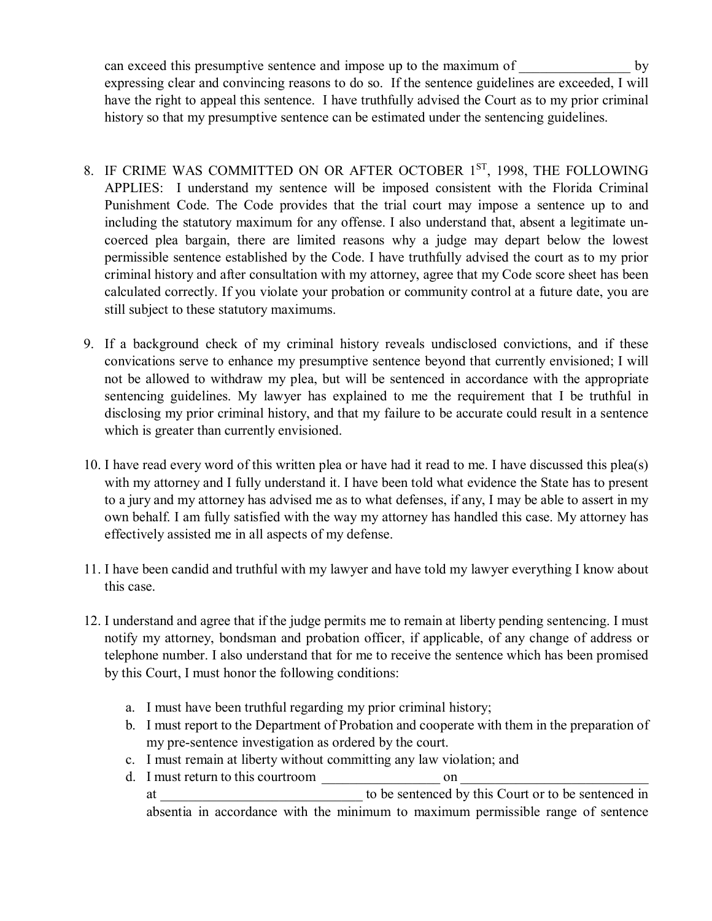can exceed this presumptive sentence and impose up to the maximum of ________________ by expressing clear and convincing reasons to do so. If the sentence guidelines are exceeded, I will have the right to appeal this sentence. I have truthfully advised the Court as to my prior criminal history so that my presumptive sentence can be estimated under the sentencing guidelines.

8. IF CRIME WAS COMMITTED ON OR AFTER OCTOBER 1ST, 1998, THE FOLLOWING APPLIES: I understand my sentence will be imposed consistent with the Florida Criminal Punishment Code. The Code provides that the trial court may impose a sentence up to and including the statutory maximum for any offense. I also understand that, absent a legitimate un-coerced plea bargain, there are limited reasons why a judge may depart below the lowest permissible sentence established by the Code. I have truthfully advised the court as to my prior criminal history and after consultation with my attorney, agree that my Code score sheet has been calculated correctly. If you violate your probation or community control at a future date, you are still subject to these statutory maximums.

9. If a background check of my criminal history reveals undisclosed convictions, and if these convications serve to enhance my presumptive sentence beyond that currently envisioned; I will not be allowed to withdraw my plea, but will be sentenced in accordance with the appropriate sentencing guidelines. My lawyer has explained to me the requirement that I be truthful in disclosing my prior criminal history, and that my failure to be accurate could result in a sentence which is greater than currently envisioned.

10. I have read every word of this written plea or have had it read to me. I have discussed this plea(s) with my attorney and I fully understand it. I have been told what evidence the State has to present to a jury and my attorney has advised me as to what defenses, if any, I may be able to assert in my own behalf. I am fully satisfied with the way my attorney has handled this case. My attorney has effectively assisted me in all aspects of my defense.

11. I have been candid and truthful with my lawyer and have told my lawyer everything I know about this case.

12. I understand and agree that if the judge permits me to remain at liberty pending sentencing. I must notify my attorney, bondsman and probation officer, if applicable, of any change of address or telephone number. I also understand that for me to receive the sentence which has been promised by this Court, I must honor the following conditions:

    a. I must have been truthful regarding my prior criminal history;
    b. I must report to the Department of Probation and cooperate with them in the preparation of my pre-sentence investigation as ordered by the court.
    c. I must remain at liberty without committing any law violation; and
    d. I must return to this courtroom _________________ on ___________________________ at _____________________________ to be sentenced by this Court or to be sentenced in absentia in accordance with the minimum to maximum permissible range of sentence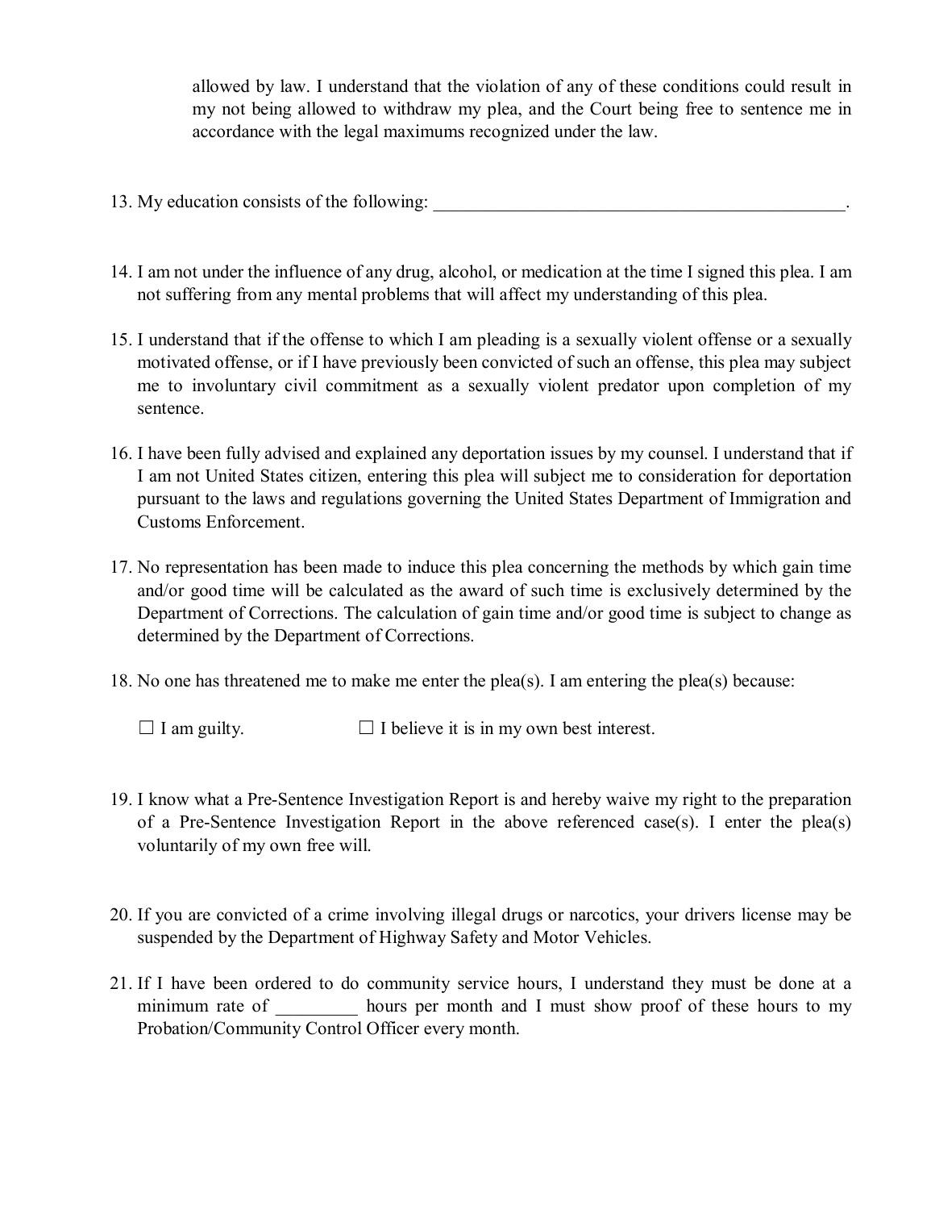allowed by law. I understand that the violation of any of these conditions could result in my not being allowed to withdraw my plea, and the Court being free to sentence me in accordance with the legal maximums recognized under the law.

13. My education consists of the following: _______________________________________________.

14. I am not under the influence of any drug, alcohol, or medication at the time I signed this plea. I am not suffering from any mental problems that will affect my understanding of this plea.

15. I understand that if the offense to which I am pleading is a sexually violent offense or a sexually motivated offense, or if I have previously been convicted of such an offense, this plea may subject me to involuntary civil commitment as a sexually violent predator upon completion of my sentence.

16. I have been fully advised and explained any deportation issues by my counsel. I understand that if I am not United States citizen, entering this plea will subject me to consideration for deportation pursuant to the laws and regulations governing the United States Department of Immigration and Customs Enforcement.

17. No representation has been made to induce this plea concerning the methods by which gain time and/or good time will be calculated as the award of such time is exclusively determined by the Department of Corrections. The calculation of gain time and/or good time is subject to change as determined by the Department of Corrections.

18. No one has threatened me to make me enter the plea(s). I am entering the plea(s) because:

    ☐ I am guilty. ☐ I believe it is in my own best interest.

19. I know what a Pre-Sentence Investigation Report is and hereby waive my right to the preparation of a Pre-Sentence Investigation Report in the above referenced case(s). I enter the plea(s) voluntarily of my own free will.

20. If you are convicted of a crime involving illegal drugs or narcotics, your drivers license may be suspended by the Department of Highway Safety and Motor Vehicles.

21. If I have been ordered to do community service hours, I understand they must be done at a minimum rate of _________ hours per month and I must show proof of these hours to my Probation/Community Control Officer every month.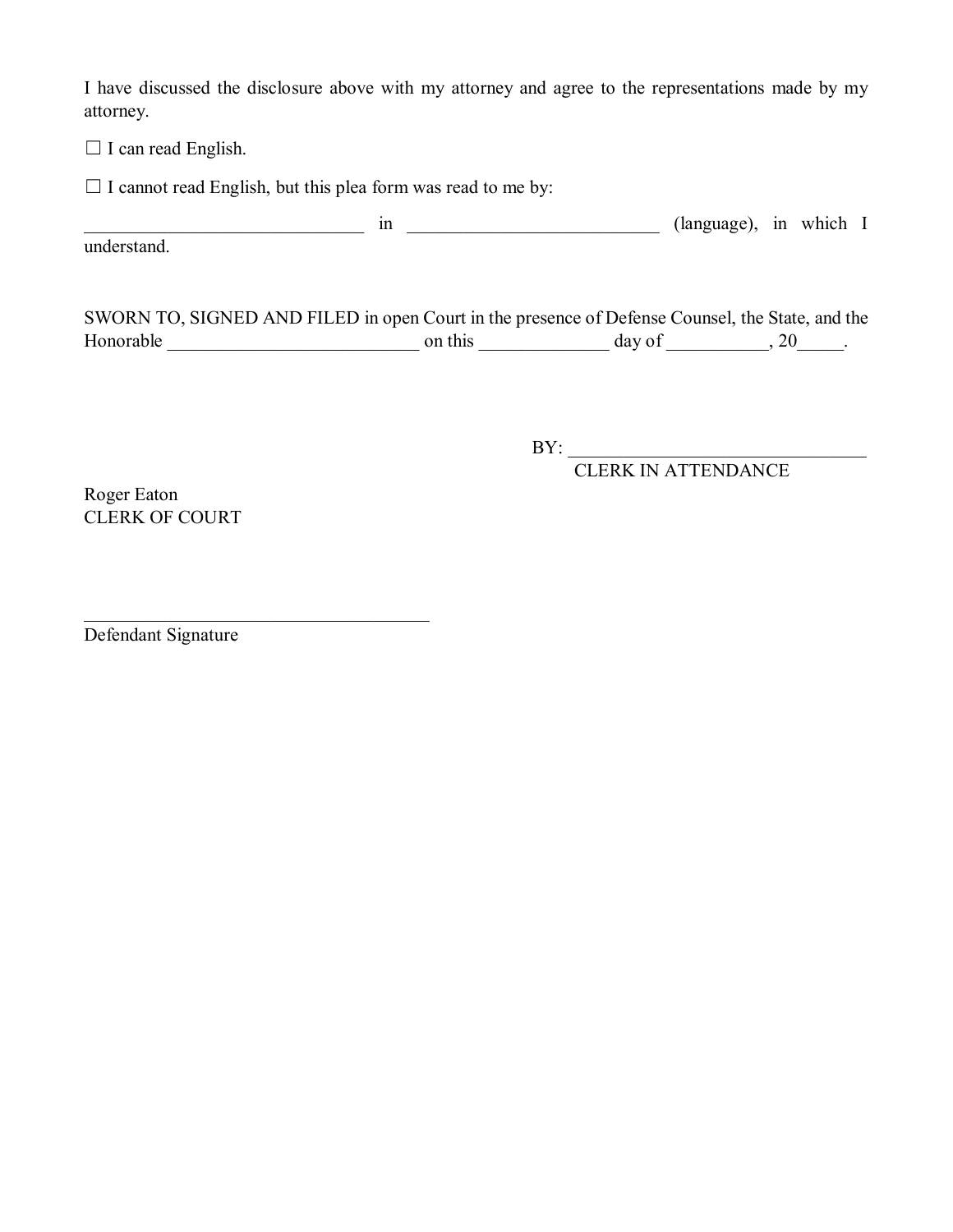I have discussed the disclosure above with my attorney and agree to the representations made by my attorney.

☐ I can read English.

☐ I cannot read English, but this plea form was read to me by:

_______________________________ in ____________________________ (language), in which I understand.

SWORN TO, SIGNED AND FILED in open Court in the presence of Defense Counsel, the State, and the Honorable ____________________________ on this ______________ day of ___________, 20_____.

BY: _________________________________
CLERK IN ATTENDANCE

Roger Eaton
CLERK OF COURT

_______________________________________
Defendant Signature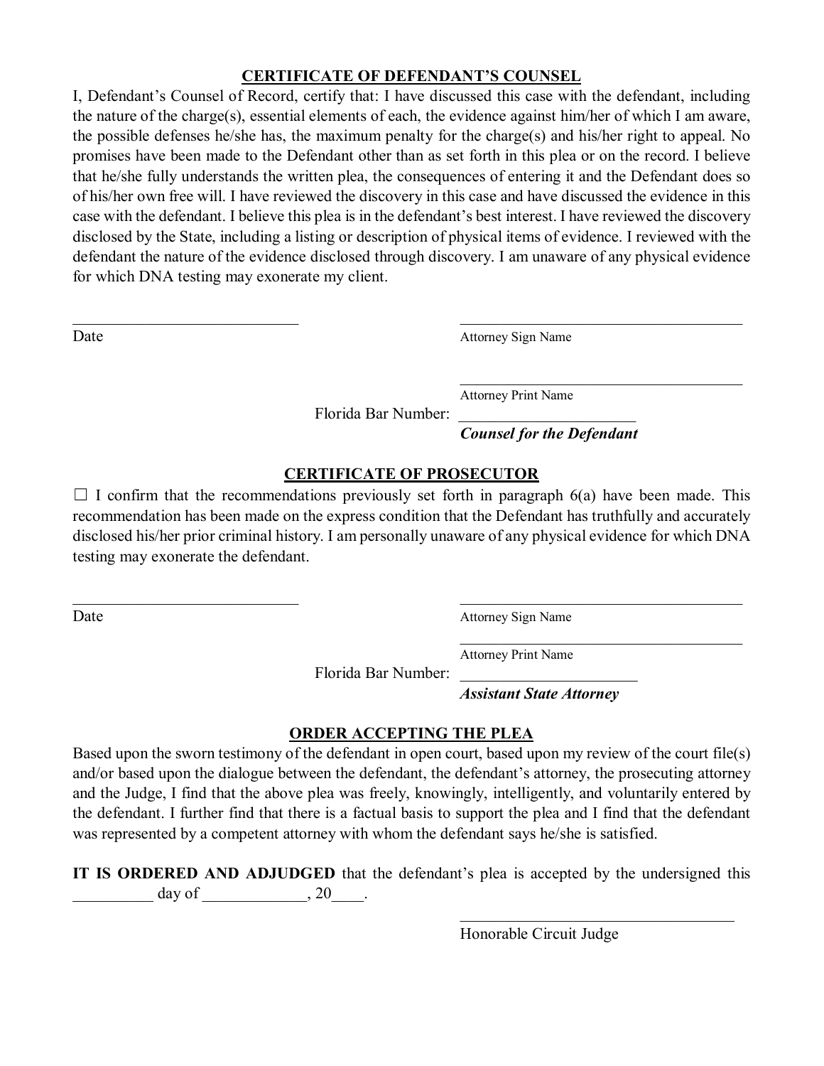## CERTIFICATE OF DEFENDANT'S COUNSEL

I, Defendant's Counsel of Record, certify that: I have discussed this case with the defendant, including the nature of the charge(s), essential elements of each, the evidence against him/her of which I am aware, the possible defenses he/she has, the maximum penalty for the charge(s) and his/her right to appeal. No promises have been made to the Defendant other than as set forth in this plea or on the record. I believe that he/she fully understands the written plea, the consequences of entering it and the Defendant does so of his/her own free will. I have reviewed the discovery in this case and have discussed the evidence in this case with the defendant. I believe this plea is in the defendant's best interest. I have reviewed the discovery disclosed by the State, including a listing or description of physical items of evidence. I reviewed with the defendant the nature of the evidence disclosed through discovery. I am unaware of any physical evidence for which DNA testing may exonerate my client.

____________________________ ______________________________________
Date Attorney Sign Name

______________________________________
Attorney Print Name

Florida Bar Number: ______________________
***Counsel for the Defendant***

## CERTIFICATE OF PROSECUTOR

☐ I confirm that the recommendations previously set forth in paragraph 6(a) have been made. This recommendation has been made on the express condition that the Defendant has truthfully and accurately disclosed his/her prior criminal history. I am personally unaware of any physical evidence for which DNA testing may exonerate the defendant.

____________________________ ______________________________________
Date Attorney Sign Name

______________________________________
Attorney Print Name

Florida Bar Number: ______________________
***Assistant State Attorney***

## ORDER ACCEPTING THE PLEA

Based upon the sworn testimony of the defendant in open court, based upon my review of the court file(s) and/or based upon the dialogue between the defendant, the defendant's attorney, the prosecuting attorney and the Judge, I find that the above plea was freely, knowingly, intelligently, and voluntarily entered by the defendant. I further find that there is a factual basis to support the plea and I find that the defendant was represented by a competent attorney with whom the defendant says he/she is satisfied.

**IT IS ORDERED AND ADJUDGED** that the defendant's plea is accepted by the undersigned this __________ day of _____________, 20____.

____________________________________
Honorable Circuit Judge